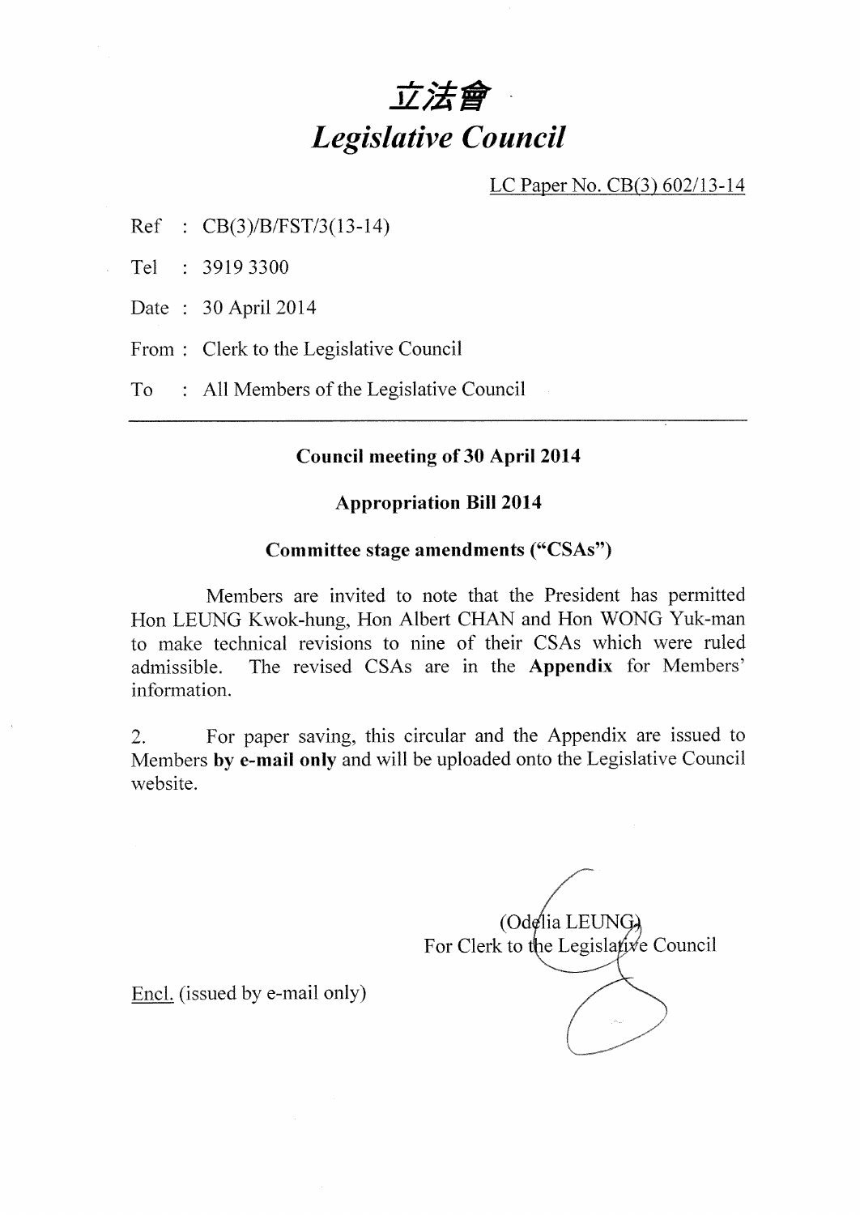# 立法會
# *Legislative Council*

LC Paper No. CB(3) 602/13-14

Ref : CB(3)/B/FST/3(13-14)

Tel : 3919 3300

Date : 30 April 2014

From : Clerk to the Legislative Council

To : All Members of the Legislative Council

---

**Council meeting of 30 April 2014**

**Appropriation Bill 2014**

**Committee stage amendments ("CSAs")**

Members are invited to note that the President has permitted Hon LEUNG Kwok-hung, Hon Albert CHAN and Hon WONG Yuk-man to make technical revisions to nine of their CSAs which were ruled admissible. The revised CSAs are in the **Appendix** for Members' information.

2. For paper saving, this circular and the Appendix are issued to Members **by e-mail only** and will be uploaded onto the Legislative Council website.

(Odelia LEUNG)
For Clerk to the Legislative Council

Encl. (issued by e-mail only)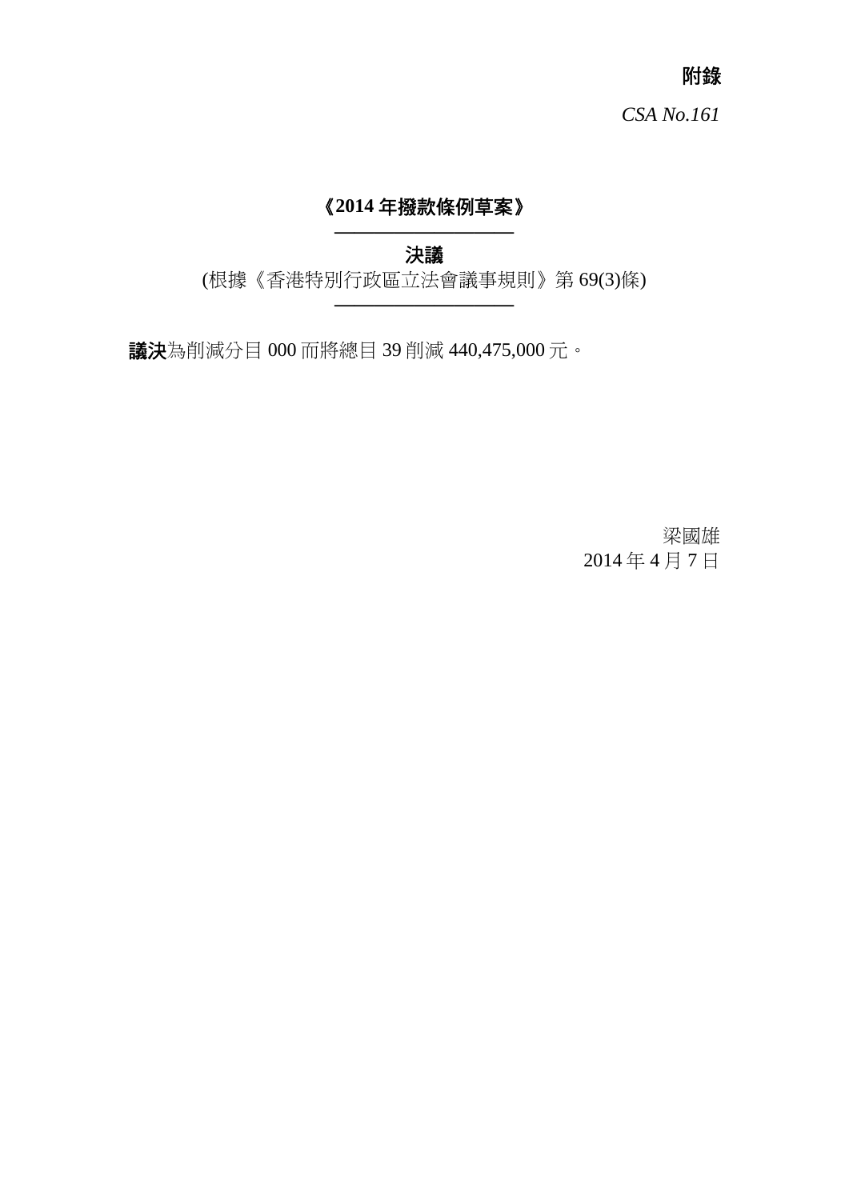**附錄**

*CSA No.161*

**《2014 年撥款條例草案》**

---

**決議**

(根據《香港特別行政區立法會議事規則》第 69(3)條)

---

**議決**為削減分目 000 而將總目 39 削減 440,475,000 元。

梁國雄

2014 年 4 月 7 日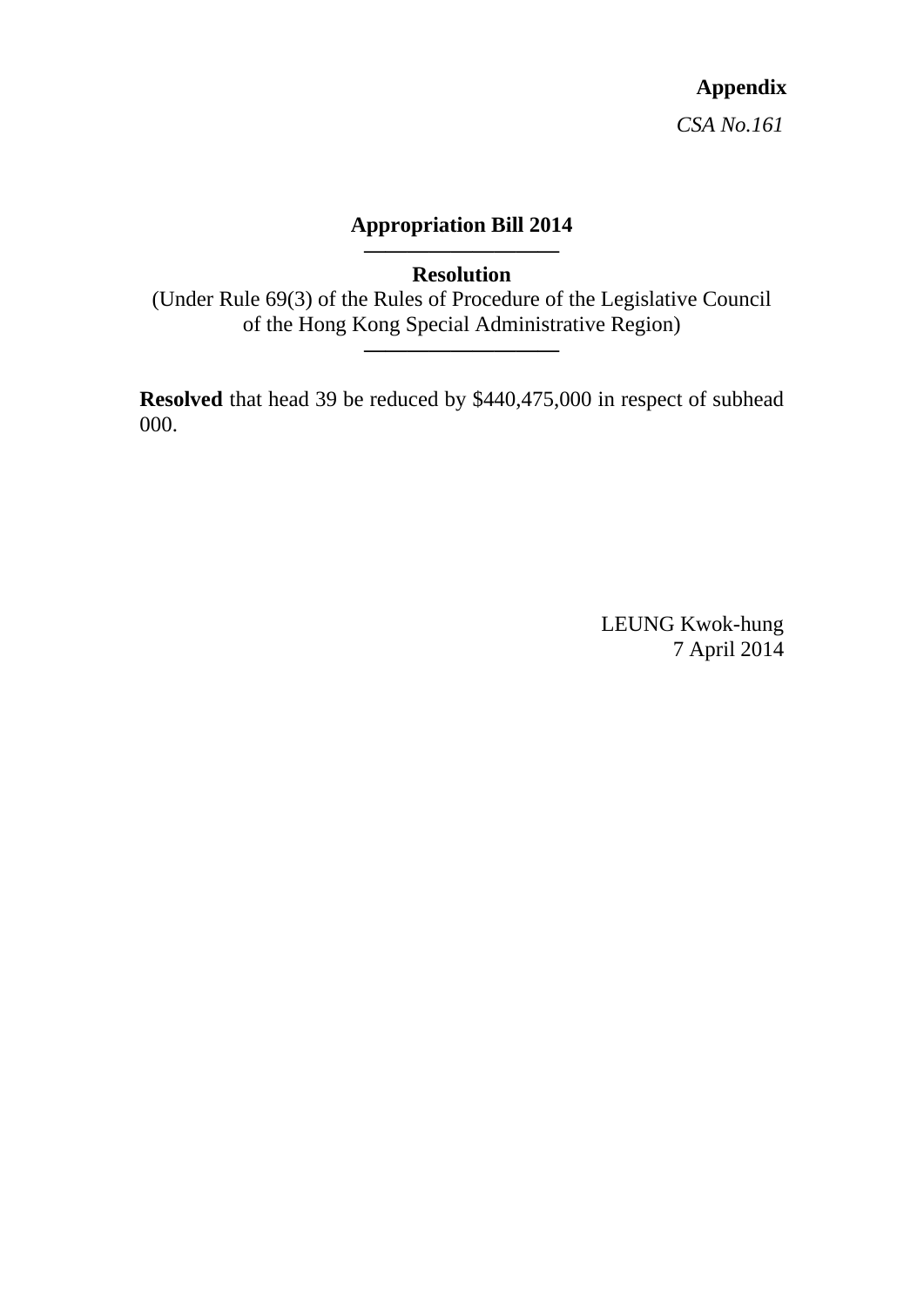**Appendix**

*CSA No.161*

**Appropriation Bill 2014**

---

**Resolution**

(Under Rule 69(3) of the Rules of Procedure of the Legislative Council of the Hong Kong Special Administrative Region)

---

**Resolved** that head 39 be reduced by $440,475,000 in respect of subhead 000.

LEUNG Kwok-hung

7 April 2014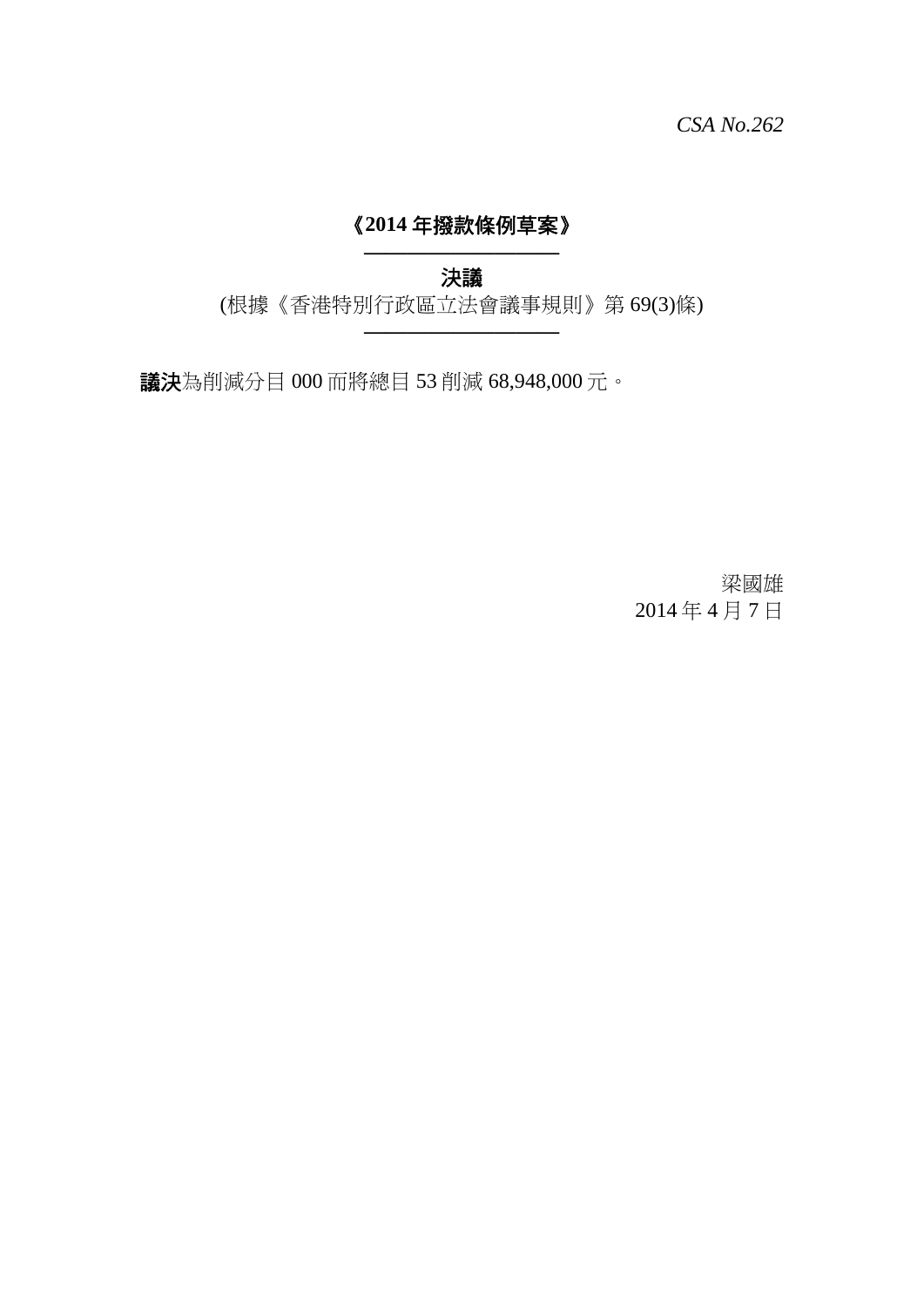*CSA No.262*

# 《2014 年撥款條例草案》

## 決議

(根據《香港特別行政區立法會議事規則》第 69(3)條)

**議決**為削減分目 000 而將總目 53 削減 68,948,000 元。

梁國雄
2014 年 4 月 7 日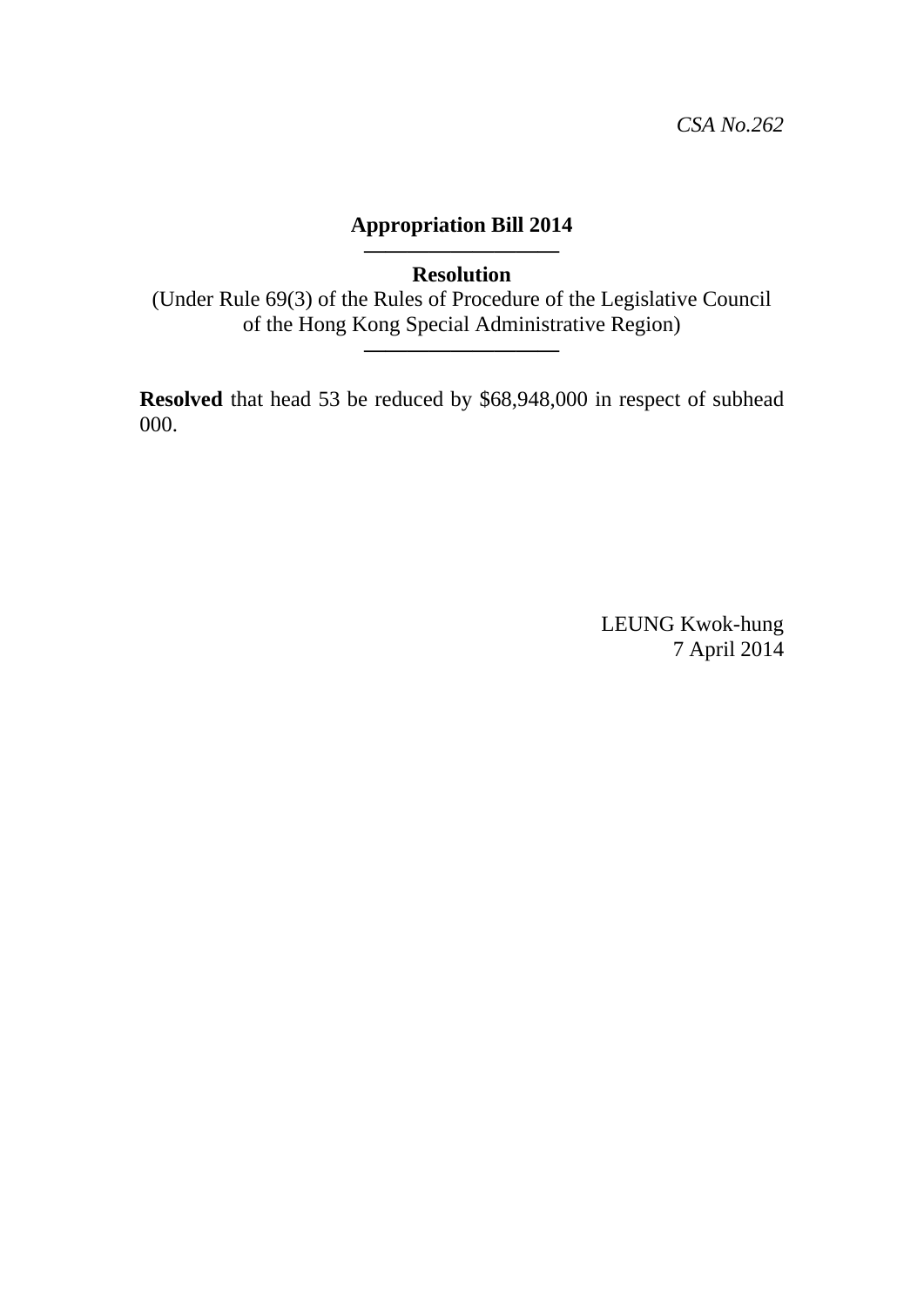*CSA No.262*

**Appropriation Bill 2014**

---

**Resolution**

(Under Rule 69(3) of the Rules of Procedure of the Legislative Council of the Hong Kong Special Administrative Region)

---

**Resolved** that head 53 be reduced by $68,948,000 in respect of subhead 000.

LEUNG Kwok-hung
7 April 2014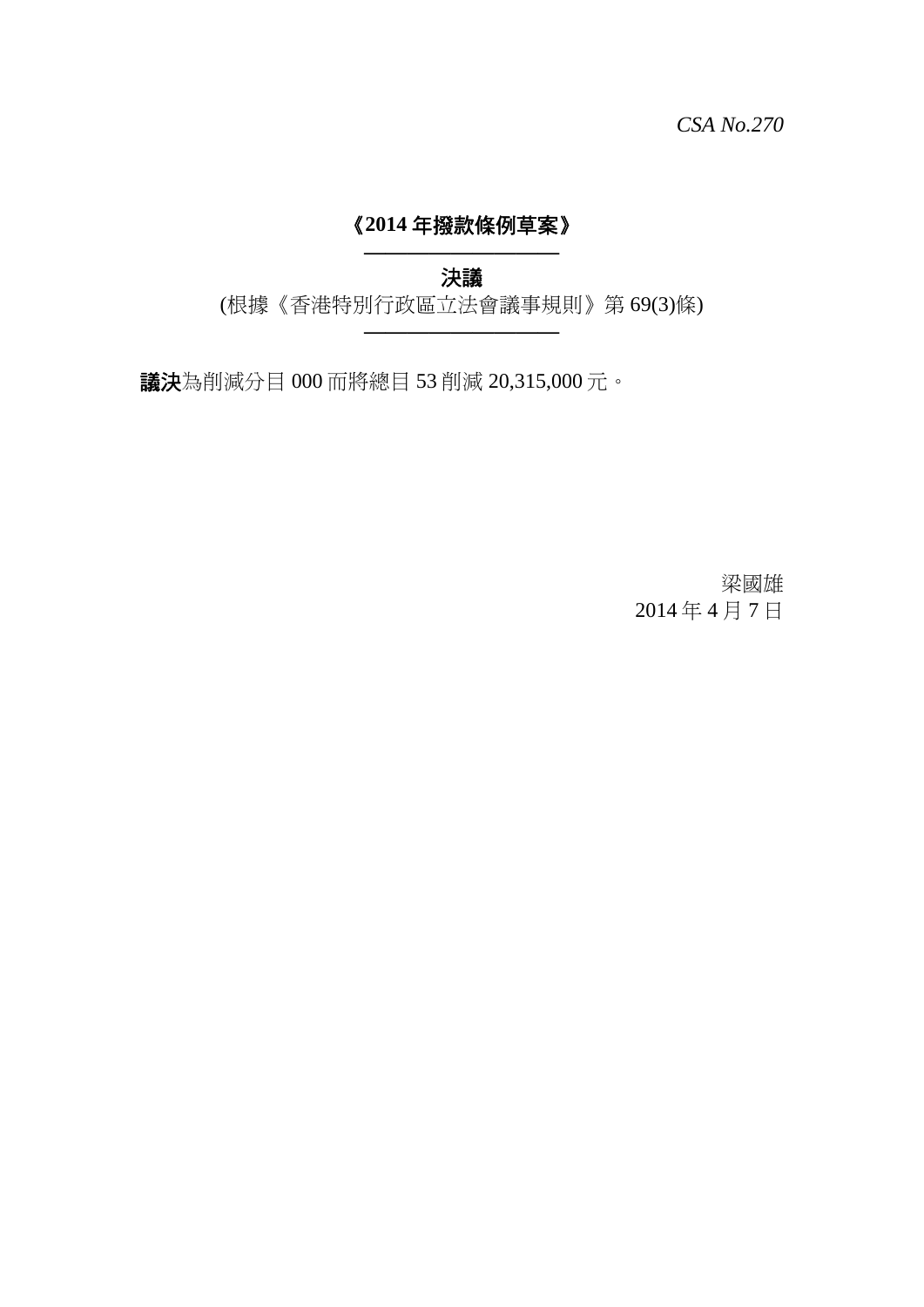*CSA No.270*

**《2014 年撥款條例草案》**

---

**決議**

(根據《香港特別行政區立法會議事規則》第 69(3)條)

---

**議決**為削減分目 000 而將總目 53 削減 20,315,000 元。

梁國雄

2014 年 4 月 7 日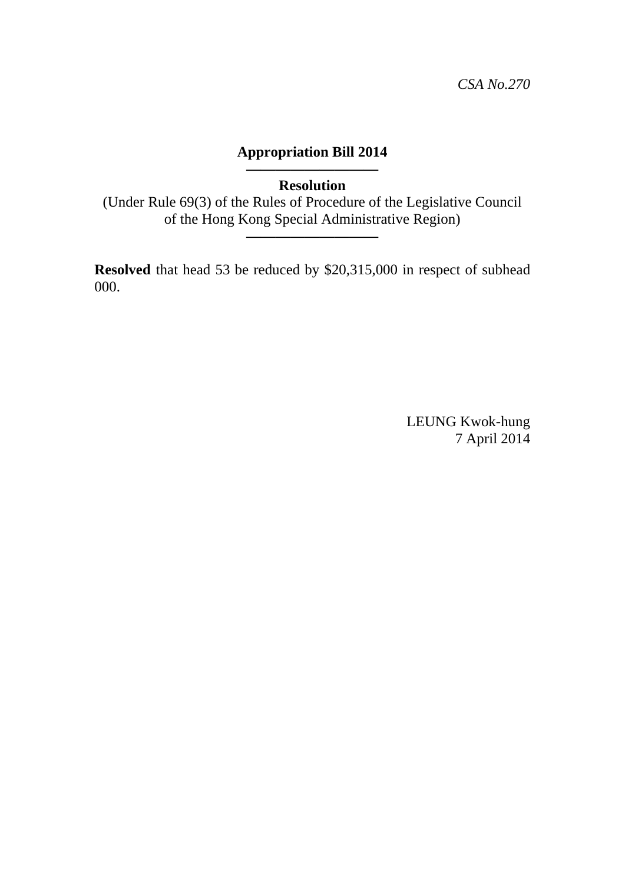*CSA No.270*

# Appropriation Bill 2014

---

**Resolution**

(Under Rule 69(3) of the Rules of Procedure of the Legislative Council of the Hong Kong Special Administrative Region)

---

**Resolved** that head 53 be reduced by $20,315,000 in respect of subhead 000.

LEUNG Kwok-hung
7 April 2014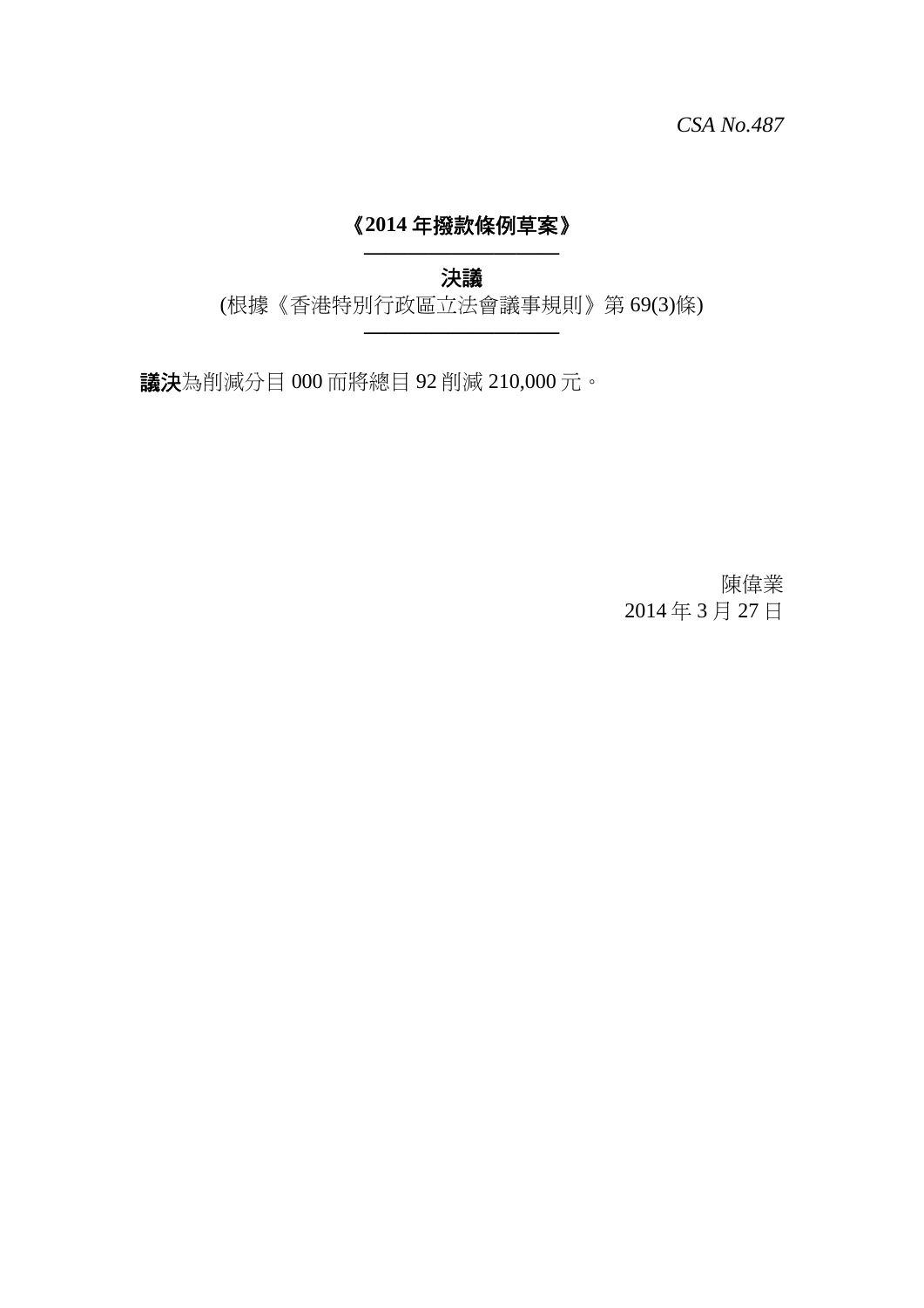*CSA No.487*

# 《2014 年撥款條例草案》

## 決議

(根據《香港特別行政區立法會議事規則》第 69(3)條)

**議決**為削減分目 000 而將總目 92 削減 210,000 元。

陳偉業

2014 年 3 月 27 日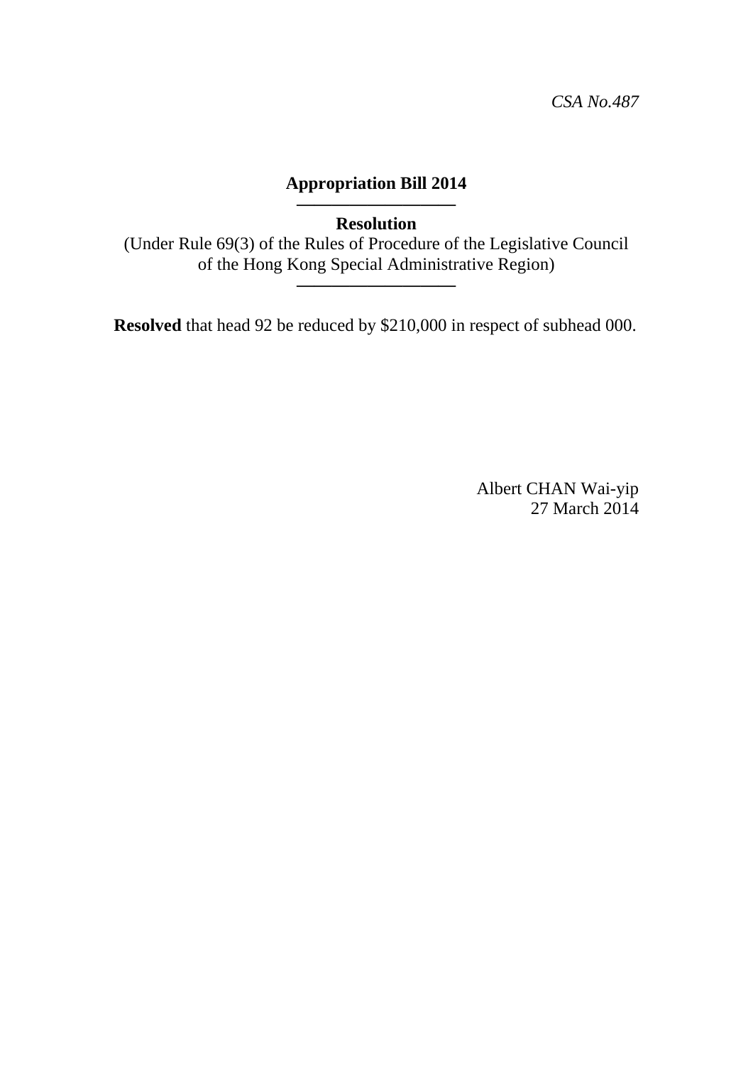*CSA No.487*

**Appropriation Bill 2014**

---

**Resolution**

(Under Rule 69(3) of the Rules of Procedure of the Legislative Council of the Hong Kong Special Administrative Region)

---

**Resolved** that head 92 be reduced by $210,000 in respect of subhead 000.

Albert CHAN Wai-yip
27 March 2014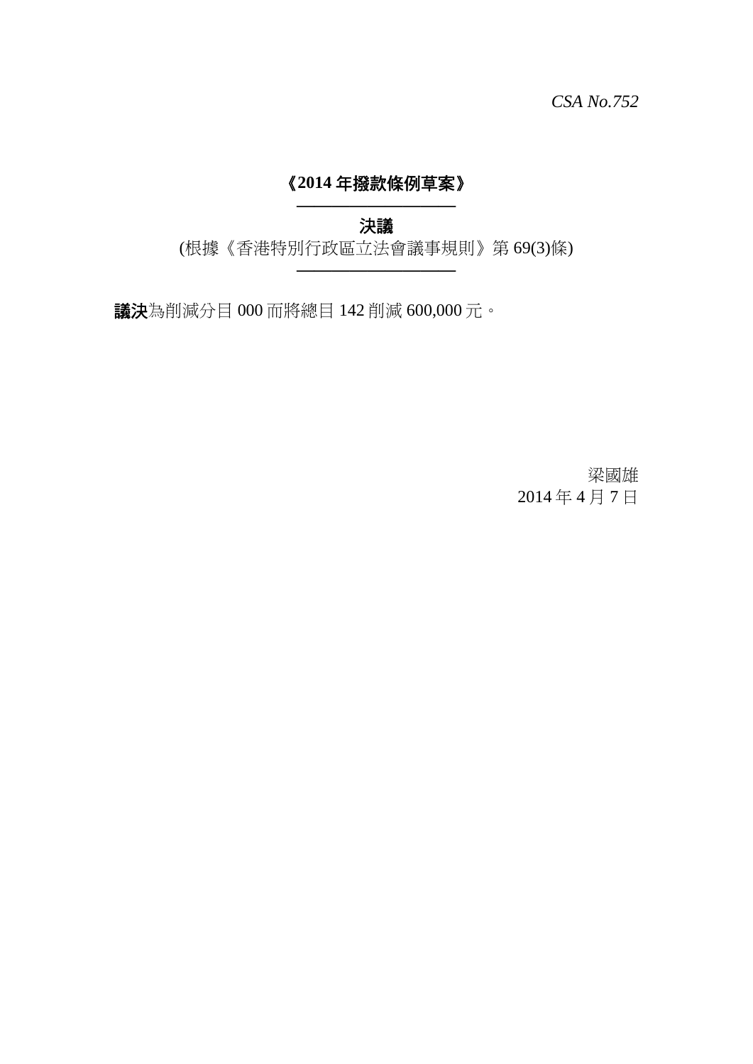*CSA No.752*

**《2014 年撥款條例草案》**

---

**決議**

(根據《香港特別行政區立法會議事規則》第 69(3)條)

---

**議決**為削減分目 000 而將總目 142 削減 600,000 元。

梁國雄

2014 年 4 月 7 日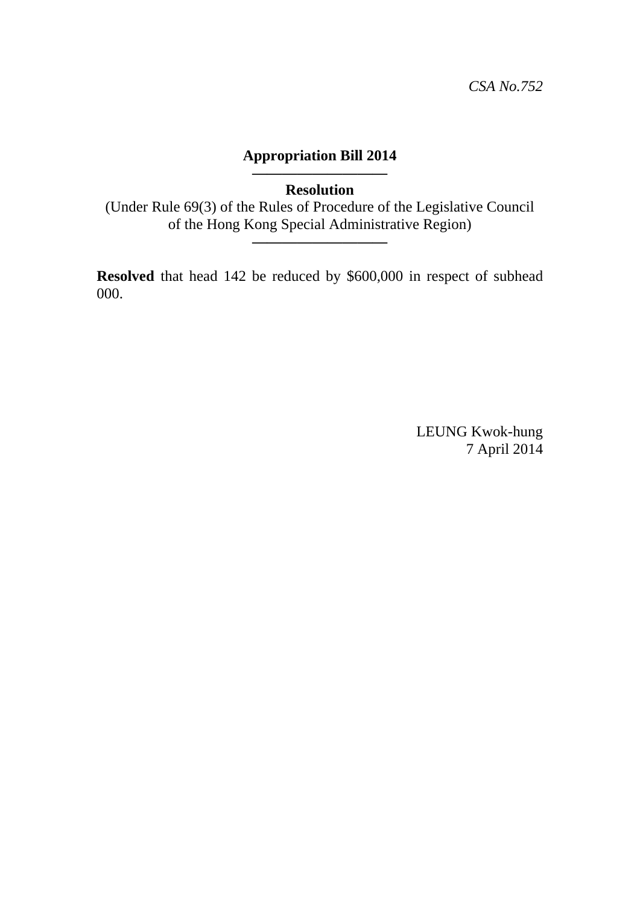*CSA No.752*

**Appropriation Bill 2014**

**Resolution**

(Under Rule 69(3) of the Rules of Procedure of the Legislative Council of the Hong Kong Special Administrative Region)

**Resolved** that head 142 be reduced by $600,000 in respect of subhead 000.

LEUNG Kwok-hung
7 April 2014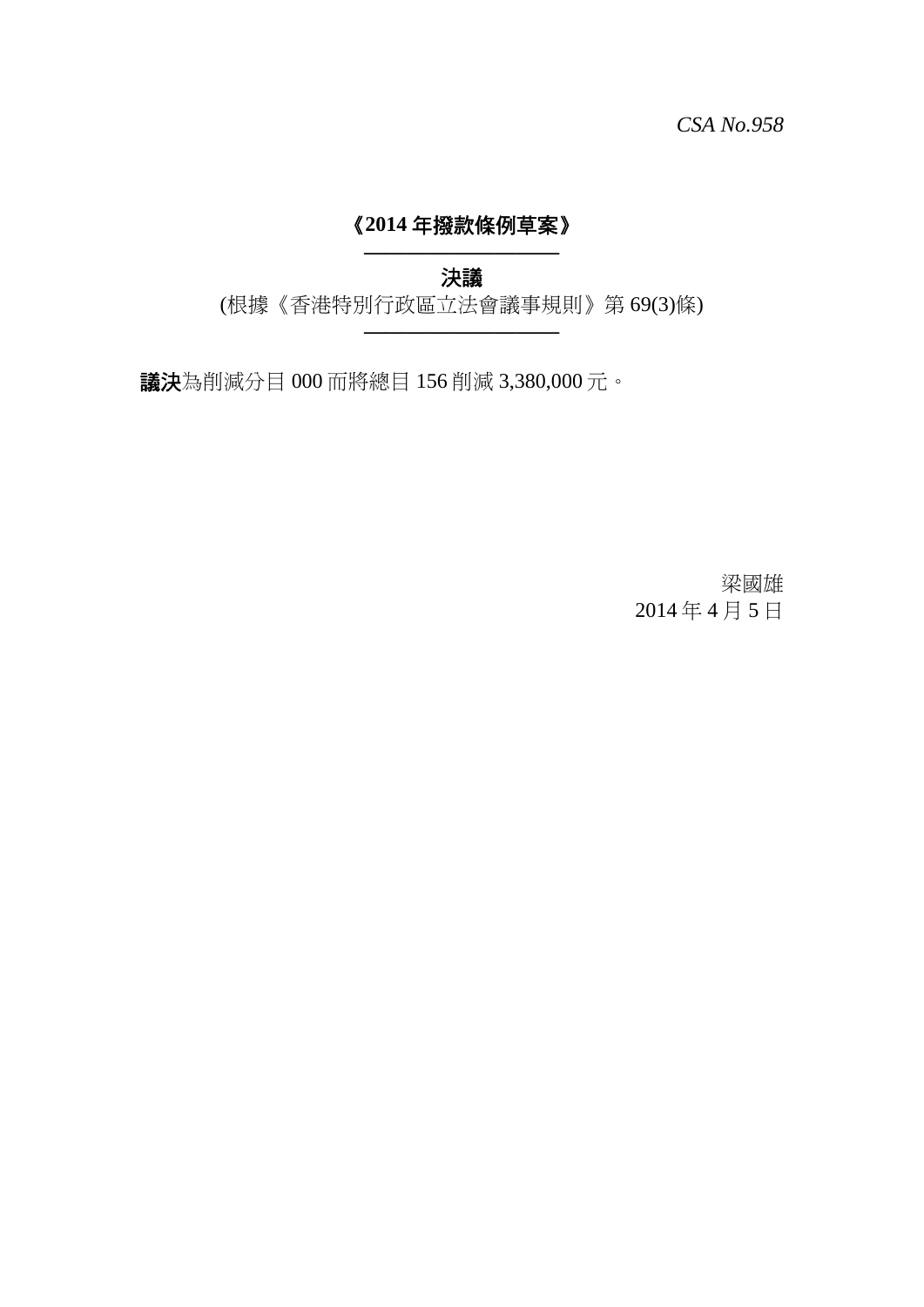*CSA No.958*

**《2014 年撥款條例草案》**

---

**決議**

(根據《香港特別行政區立法會議事規則》第 69(3)條)

---

**議決**為削減分目 000 而將總目 156 削減 3,380,000 元。

梁國雄
2014 年 4 月 5 日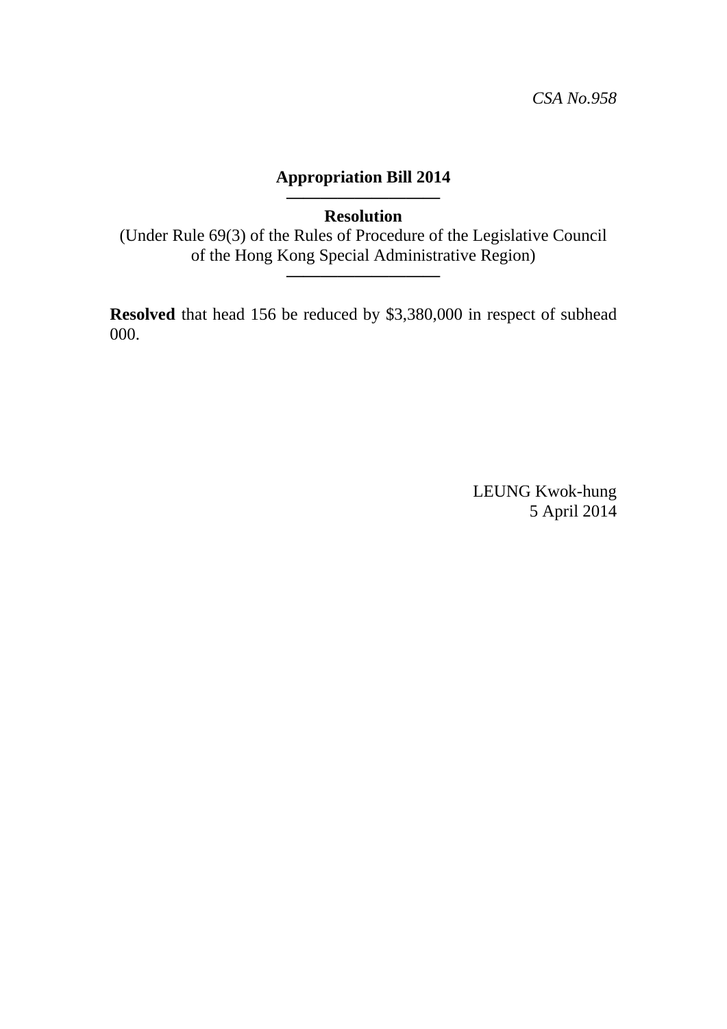*CSA No.958*

**Appropriation Bill 2014**

**Resolution**

(Under Rule 69(3) of the Rules of Procedure of the Legislative Council of the Hong Kong Special Administrative Region)

**Resolved** that head 156 be reduced by $3,380,000 in respect of subhead 000.

LEUNG Kwok-hung
5 April 2014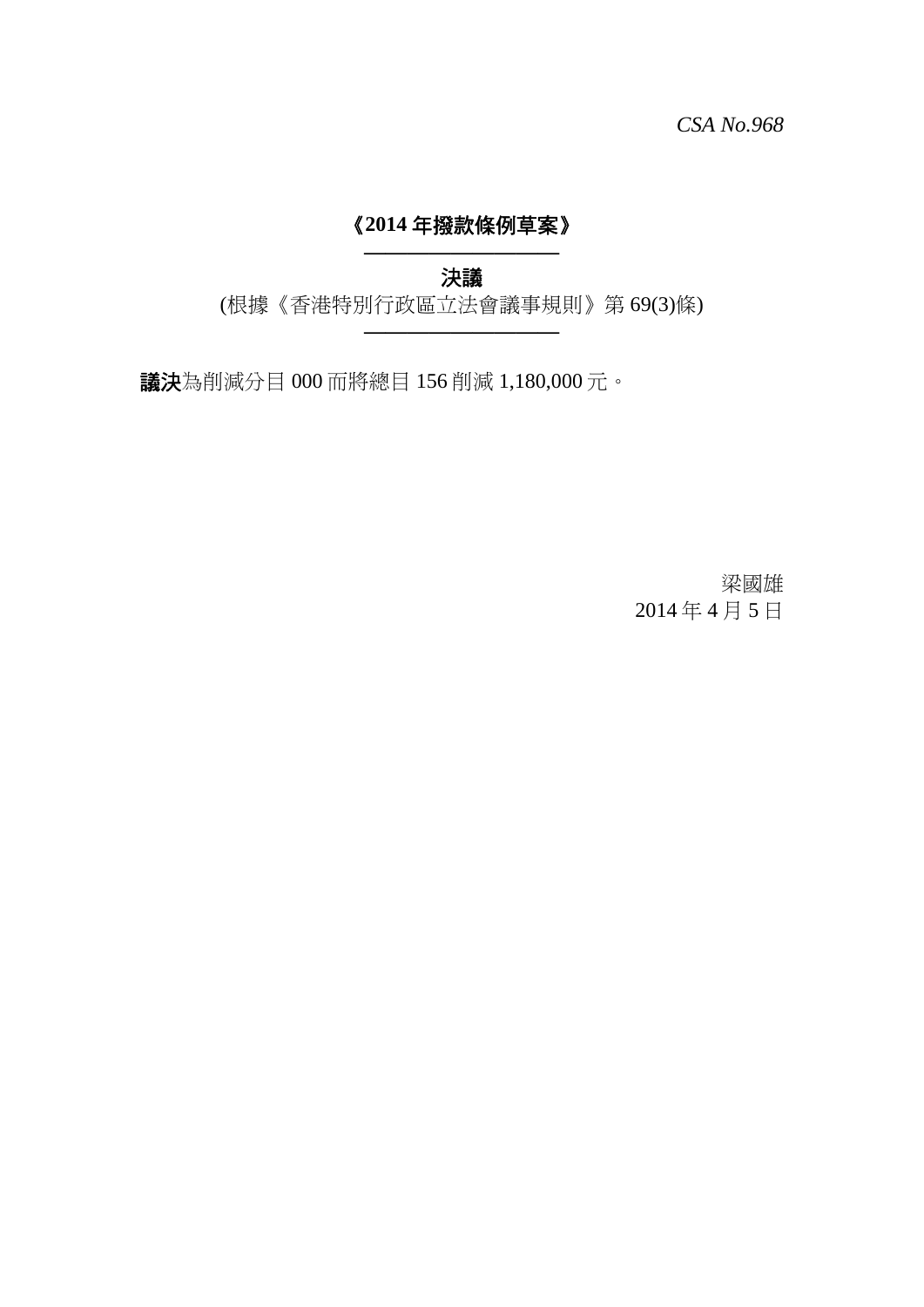*CSA No.968*

# **《2014 年撥款條例草案》**

---

**決議**

(根據《香港特別行政區立法會議事規則》第 69(3)條)

---

**議決**為削減分目 000 而將總目 156 削減 1,180,000 元。

梁國雄

2014 年 4 月 5 日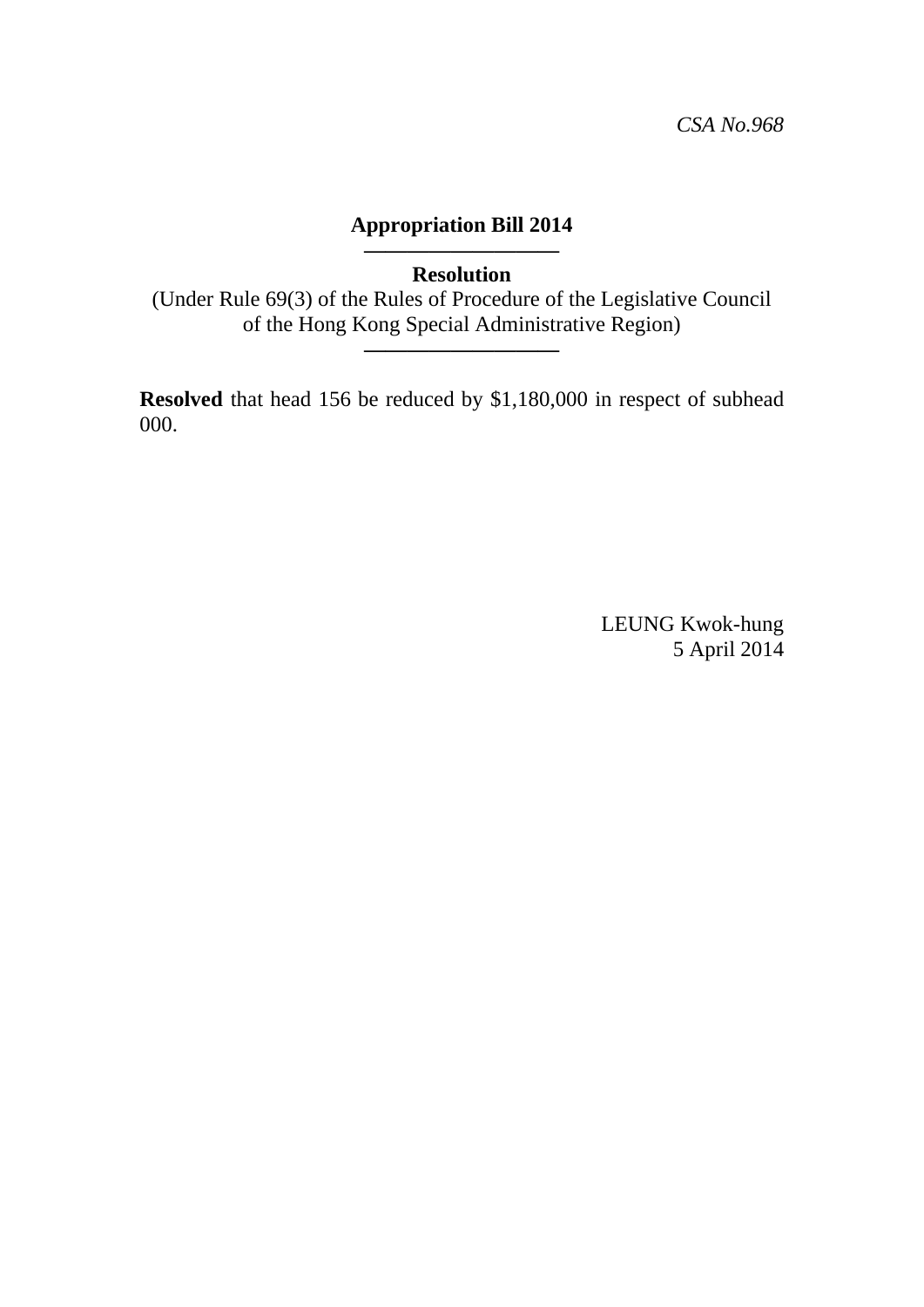*CSA No.968*

**Appropriation Bill 2014**

---

**Resolution**

(Under Rule 69(3) of the Rules of Procedure of the Legislative Council of the Hong Kong Special Administrative Region)

---

**Resolved** that head 156 be reduced by $1,180,000 in respect of subhead 000.

LEUNG Kwok-hung
5 April 2014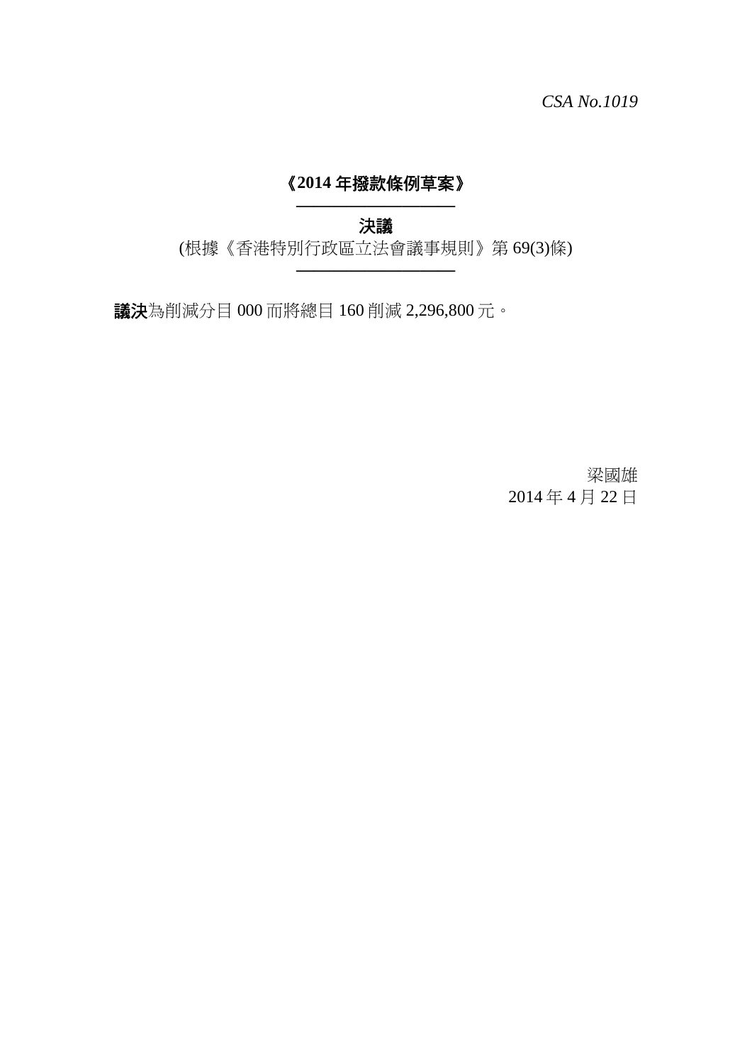*CSA No.1019*

**《2014 年撥款條例草案》**

---

**決議**

(根據《香港特別行政區立法會議事規則》第 69(3)條)

---

**議決**為削減分目 000 而將總目 160 削減 2,296,800 元。

梁國雄

2014 年 4 月 22 日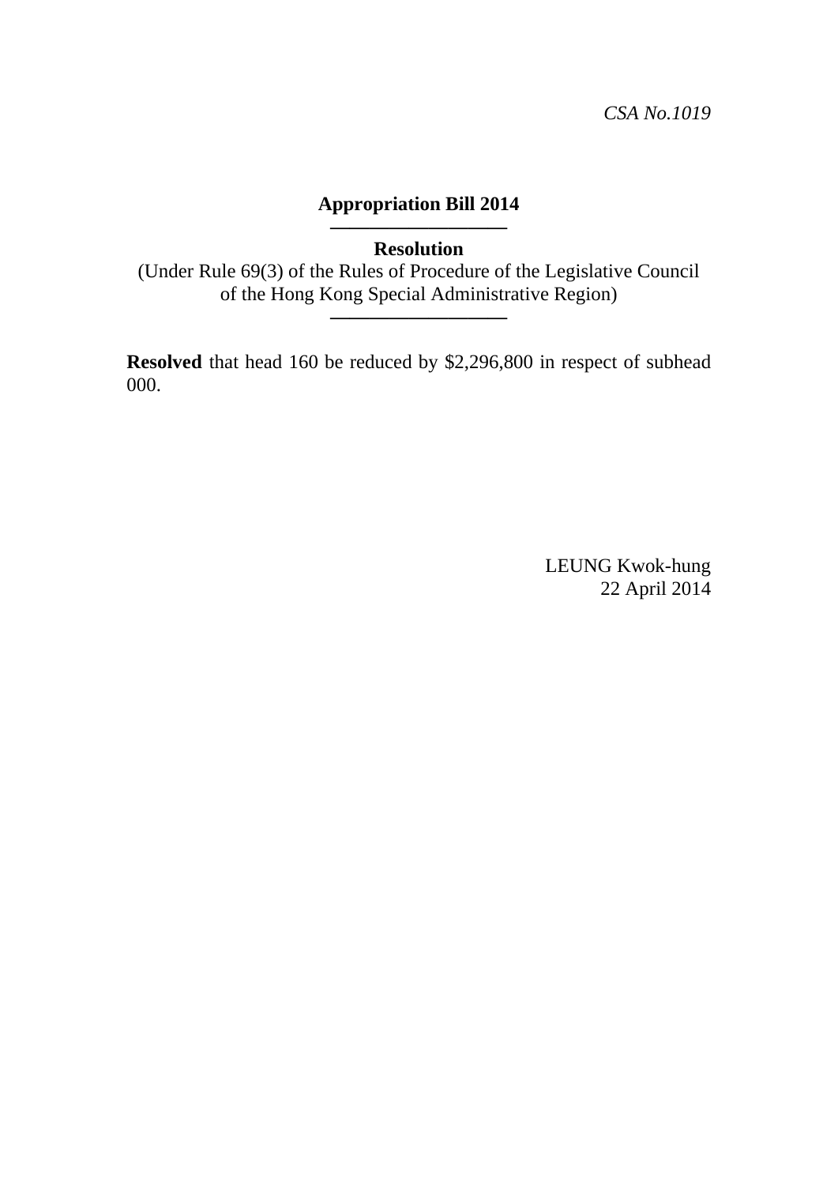*CSA No.1019*

**Appropriation Bill 2014**

---

**Resolution**

(Under Rule 69(3) of the Rules of Procedure of the Legislative Council of the Hong Kong Special Administrative Region)

---

**Resolved** that head 160 be reduced by $2,296,800 in respect of subhead 000.

LEUNG Kwok-hung

22 April 2014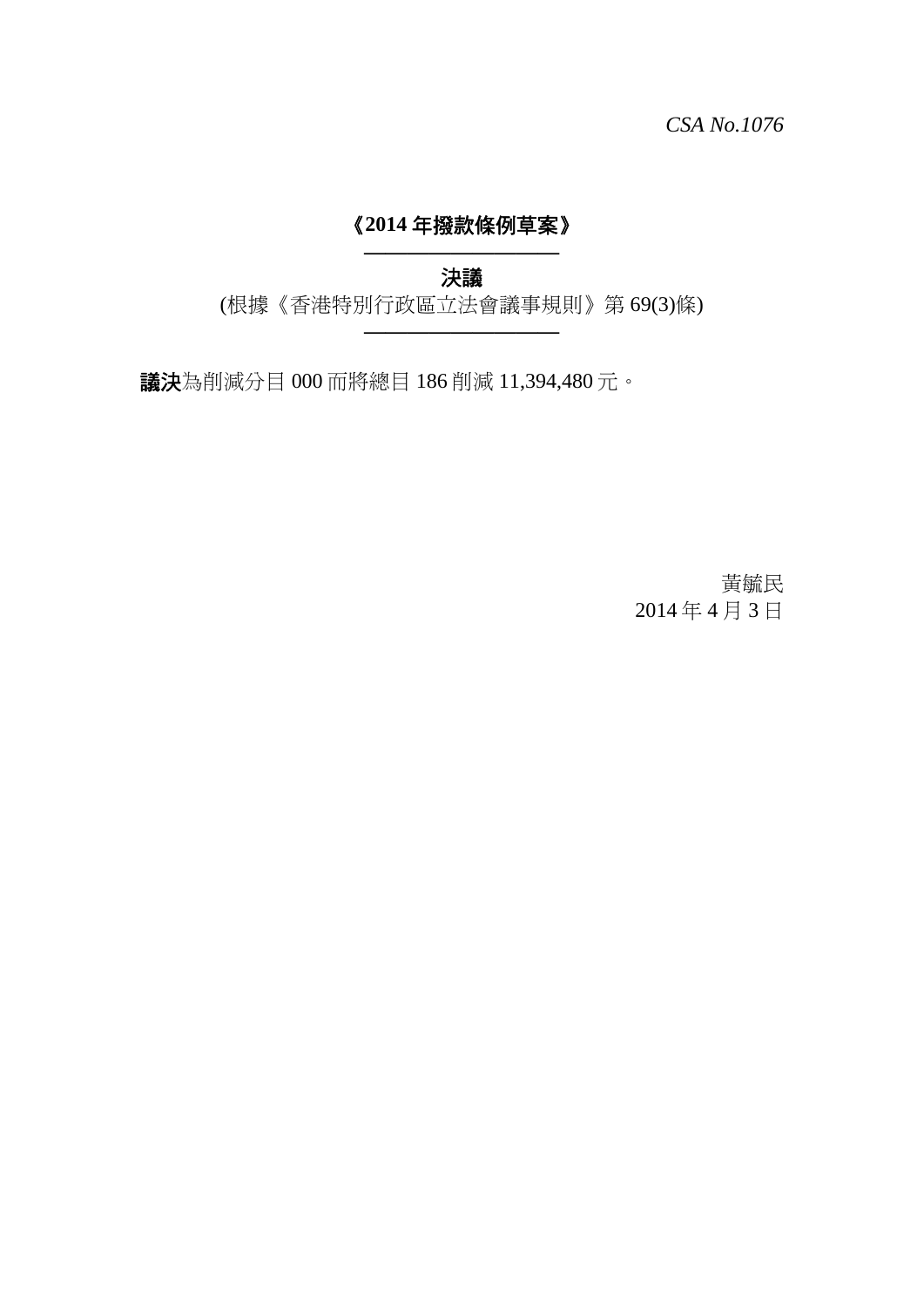*CSA No.1076*

**《2014 年撥款條例草案》**

**決議**

(根據《香港特別行政區立法會議事規則》第 69(3)條)

**議決**為削減分目 000 而將總目 186 削減 11,394,480 元。

黃毓民

2014 年 4 月 3 日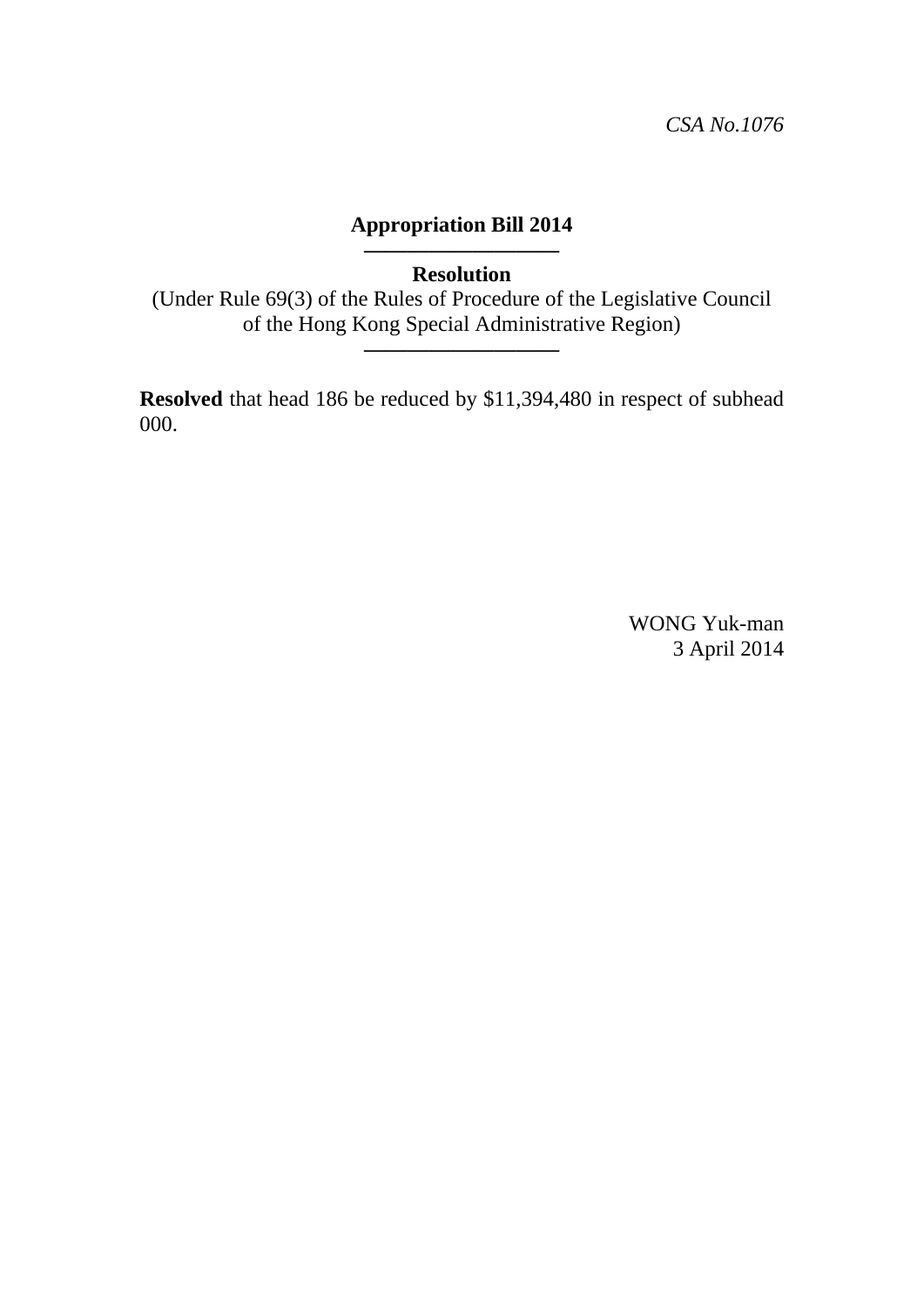*CSA No.1076*

**Appropriation Bill 2014**

---

**Resolution**

(Under Rule 69(3) of the Rules of Procedure of the Legislative Council of the Hong Kong Special Administrative Region)

---

**Resolved** that head 186 be reduced by $11,394,480 in respect of subhead 000.

WONG Yuk-man
3 April 2014